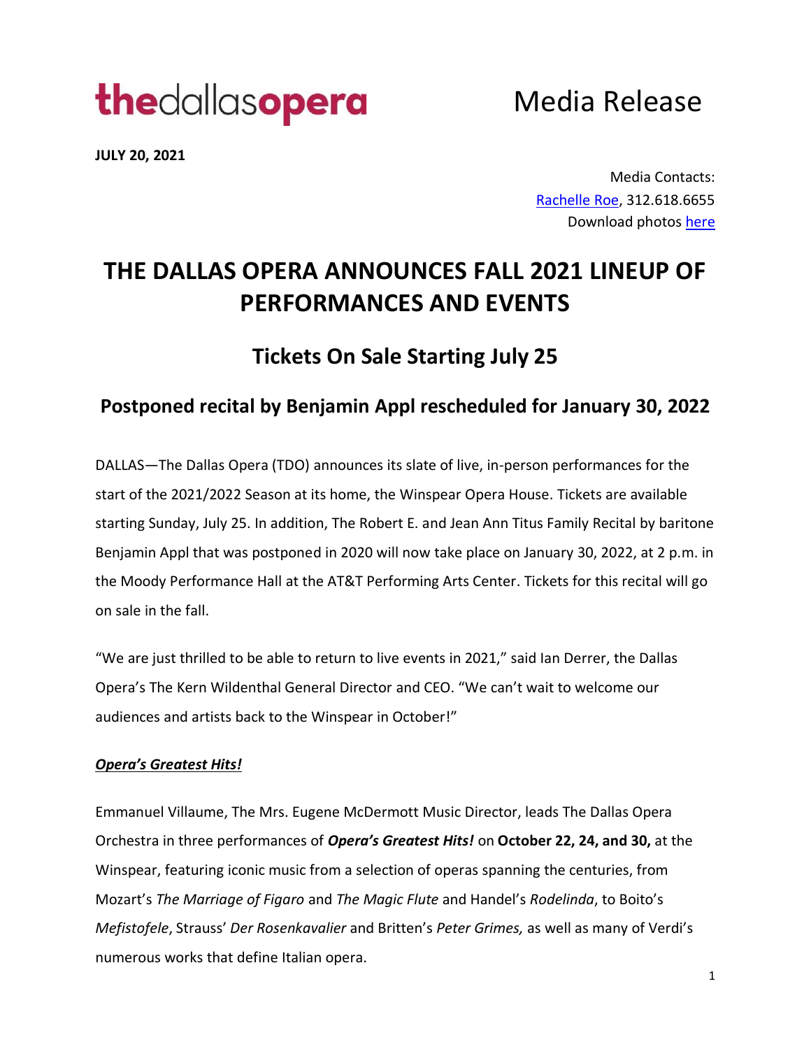thedallasopera

Media Release

**JULY 20, 2021**

Media Contacts:
Rachelle Roe, 312.618.6655
Download photos here

# THE DALLAS OPERA ANNOUNCES FALL 2021 LINEUP OF PERFORMANCES AND EVENTS

## Tickets On Sale Starting July 25

### Postponed recital by Benjamin Appl rescheduled for January 30, 2022

DALLAS—The Dallas Opera (TDO) announces its slate of live, in-person performances for the start of the 2021/2022 Season at its home, the Winspear Opera House. Tickets are available starting Sunday, July 25. In addition, The Robert E. and Jean Ann Titus Family Recital by baritone Benjamin Appl that was postponed in 2020 will now take place on January 30, 2022, at 2 p.m. in the Moody Performance Hall at the AT&T Performing Arts Center. Tickets for this recital will go on sale in the fall.

"We are just thrilled to be able to return to live events in 2021," said Ian Derrer, the Dallas Opera's The Kern Wildenthal General Director and CEO. "We can't wait to welcome our audiences and artists back to the Winspear in October!"

***Opera's Greatest Hits!***

Emmanuel Villaume, The Mrs. Eugene McDermott Music Director, leads The Dallas Opera Orchestra in three performances of ***Opera's Greatest Hits!*** on **October 22, 24, and 30,** at the Winspear, featuring iconic music from a selection of operas spanning the centuries, from Mozart's *The Marriage of Figaro* and *The Magic Flute* and Handel's *Rodelinda*, to Boito's *Mefistofele*, Strauss' *Der Rosenkavalier* and Britten's *Peter Grimes,* as well as many of Verdi's numerous works that define Italian opera.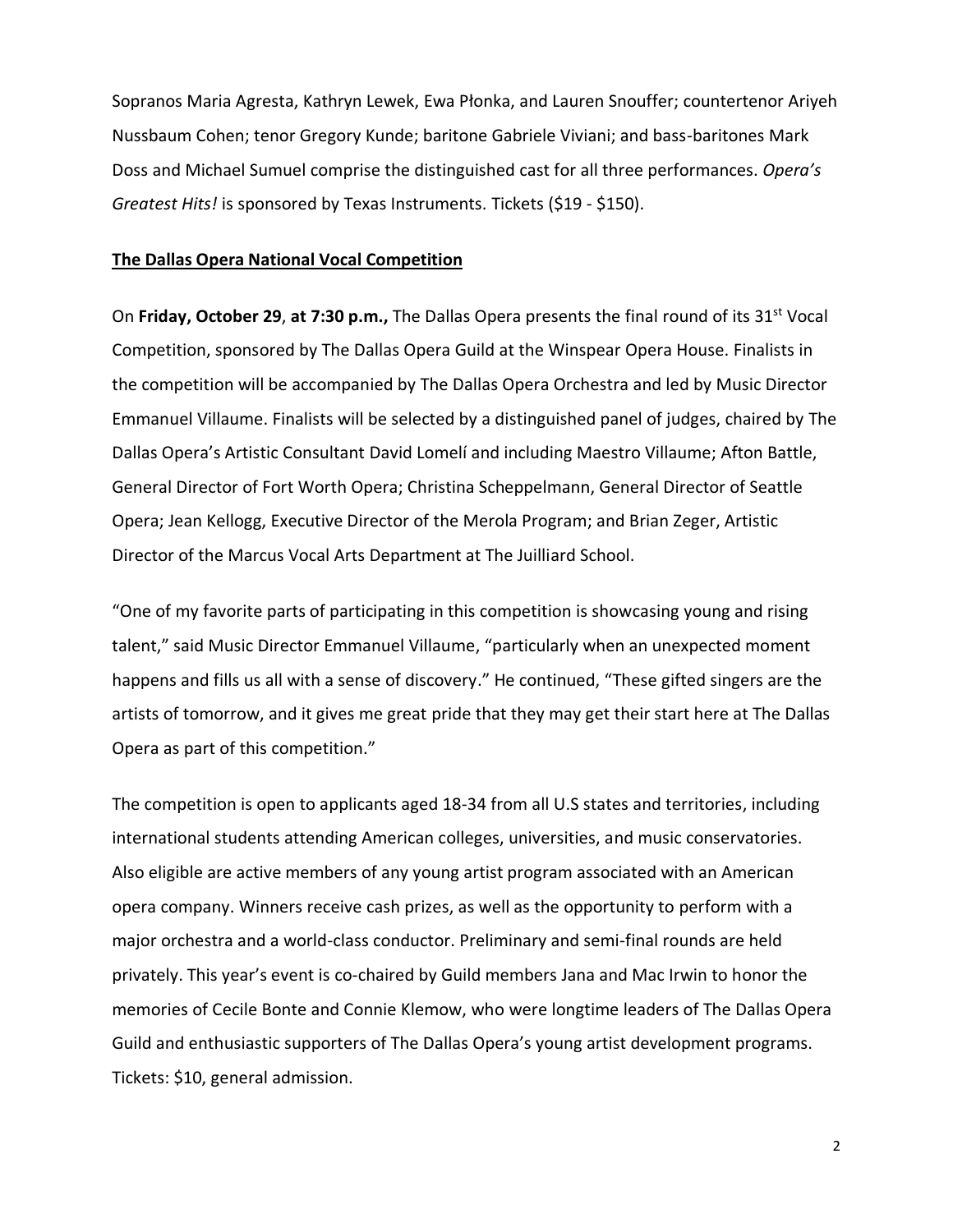Sopranos Maria Agresta, Kathryn Lewek, Ewa Płonka, and Lauren Snouffer; countertenor Ariyeh Nussbaum Cohen; tenor Gregory Kunde; baritone Gabriele Viviani; and bass-baritones Mark Doss and Michael Sumuel comprise the distinguished cast for all three performances. *Opera's Greatest Hits!* is sponsored by Texas Instruments. Tickets ($19 - $150).

## The Dallas Opera National Vocal Competition

On **Friday, October 29**, **at 7:30 p.m.,** The Dallas Opera presents the final round of its 31st Vocal Competition, sponsored by The Dallas Opera Guild at the Winspear Opera House. Finalists in the competition will be accompanied by The Dallas Opera Orchestra and led by Music Director Emmanuel Villaume. Finalists will be selected by a distinguished panel of judges, chaired by The Dallas Opera's Artistic Consultant David Lomelí and including Maestro Villaume; Afton Battle, General Director of Fort Worth Opera; Christina Scheppelmann, General Director of Seattle Opera; Jean Kellogg, Executive Director of the Merola Program; and Brian Zeger, Artistic Director of the Marcus Vocal Arts Department at The Juilliard School.

"One of my favorite parts of participating in this competition is showcasing young and rising talent," said Music Director Emmanuel Villaume, "particularly when an unexpected moment happens and fills us all with a sense of discovery." He continued, "These gifted singers are the artists of tomorrow, and it gives me great pride that they may get their start here at The Dallas Opera as part of this competition."

The competition is open to applicants aged 18-34 from all U.S states and territories, including international students attending American colleges, universities, and music conservatories. Also eligible are active members of any young artist program associated with an American opera company. Winners receive cash prizes, as well as the opportunity to perform with a major orchestra and a world-class conductor. Preliminary and semi-final rounds are held privately. This year's event is co-chaired by Guild members Jana and Mac Irwin to honor the memories of Cecile Bonte and Connie Klemow, who were longtime leaders of The Dallas Opera Guild and enthusiastic supporters of The Dallas Opera's young artist development programs. Tickets: $10, general admission.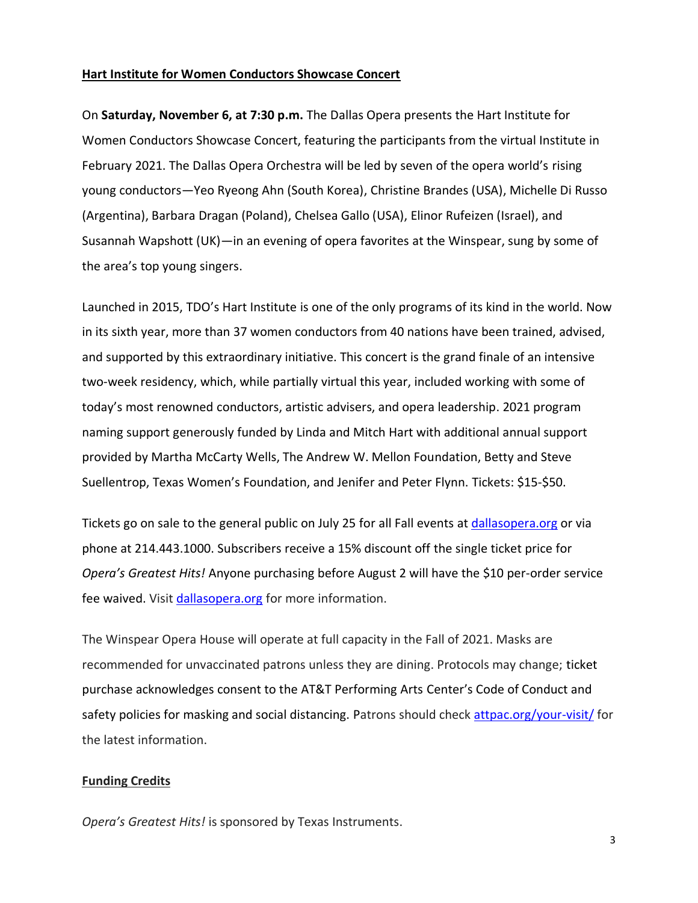**Hart Institute for Women Conductors Showcase Concert**

On **Saturday, November 6, at 7:30 p.m.** The Dallas Opera presents the Hart Institute for Women Conductors Showcase Concert, featuring the participants from the virtual Institute in February 2021. The Dallas Opera Orchestra will be led by seven of the opera world's rising young conductors—Yeo Ryeong Ahn (South Korea), Christine Brandes (USA), Michelle Di Russo (Argentina), Barbara Dragan (Poland), Chelsea Gallo (USA), Elinor Rufeizen (Israel), and Susannah Wapshott (UK)—in an evening of opera favorites at the Winspear, sung by some of the area's top young singers.

Launched in 2015, TDO's Hart Institute is one of the only programs of its kind in the world. Now in its sixth year, more than 37 women conductors from 40 nations have been trained, advised, and supported by this extraordinary initiative. This concert is the grand finale of an intensive two-week residency, which, while partially virtual this year, included working with some of today's most renowned conductors, artistic advisers, and opera leadership. 2021 program naming support generously funded by Linda and Mitch Hart with additional annual support provided by Martha McCarty Wells, The Andrew W. Mellon Foundation, Betty and Steve Suellentrop, Texas Women's Foundation, and Jenifer and Peter Flynn. Tickets: $15-$50.

Tickets go on sale to the general public on July 25 for all Fall events at [dallasopera.org](dallasopera.org) or via phone at 214.443.1000. Subscribers receive a 15% discount off the single ticket price for *Opera's Greatest Hits!* Anyone purchasing before August 2 will have the $10 per-order service fee waived. Visit [dallasopera.org](dallasopera.org) for more information.

The Winspear Opera House will operate at full capacity in the Fall of 2021. Masks are recommended for unvaccinated patrons unless they are dining. Protocols may change; ticket purchase acknowledges consent to the AT&T Performing Arts Center's Code of Conduct and safety policies for masking and social distancing. Patrons should check [attpac.org/your-visit/](attpac.org/your-visit/) for the latest information.

**Funding Credits**

*Opera's Greatest Hits!* is sponsored by Texas Instruments.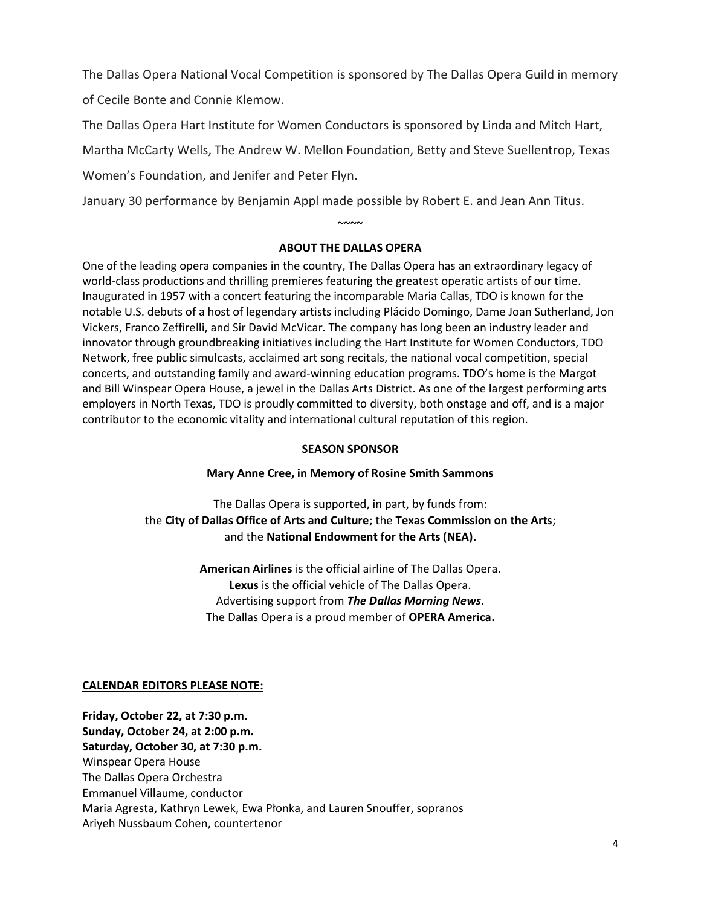The Dallas Opera National Vocal Competition is sponsored by The Dallas Opera Guild in memory of Cecile Bonte and Connie Klemow.

The Dallas Opera Hart Institute for Women Conductors is sponsored by Linda and Mitch Hart, Martha McCarty Wells, The Andrew W. Mellon Foundation, Betty and Steve Suellentrop, Texas Women's Foundation, and Jenifer and Peter Flyn.

January 30 performance by Benjamin Appl made possible by Robert E. and Jean Ann Titus.

~~~~

**ABOUT THE DALLAS OPERA**

One of the leading opera companies in the country, The Dallas Opera has an extraordinary legacy of world-class productions and thrilling premieres featuring the greatest operatic artists of our time. Inaugurated in 1957 with a concert featuring the incomparable Maria Callas, TDO is known for the notable U.S. debuts of a host of legendary artists including Plácido Domingo, Dame Joan Sutherland, Jon Vickers, Franco Zeffirelli, and Sir David McVicar. The company has long been an industry leader and innovator through groundbreaking initiatives including the Hart Institute for Women Conductors, TDO Network, free public simulcasts, acclaimed art song recitals, the national vocal competition, special concerts, and outstanding family and award-winning education programs. TDO's home is the Margot and Bill Winspear Opera House, a jewel in the Dallas Arts District. As one of the largest performing arts employers in North Texas, TDO is proudly committed to diversity, both onstage and off, and is a major contributor to the economic vitality and international cultural reputation of this region.

**SEASON SPONSOR**

**Mary Anne Cree, in Memory of Rosine Smith Sammons**

The Dallas Opera is supported, in part, by funds from:
the **City of Dallas Office of Arts and Culture**; the **Texas Commission on the Arts**;
and the **National Endowment for the Arts (NEA)**.

**American Airlines** is the official airline of The Dallas Opera.
**Lexus** is the official vehicle of The Dallas Opera.
Advertising support from ***The Dallas Morning News***.
The Dallas Opera is a proud member of **OPERA America.**

**CALENDAR EDITORS PLEASE NOTE:**

**Friday, October 22, at 7:30 p.m.**
**Sunday, October 24, at 2:00 p.m.**
**Saturday, October 30, at 7:30 p.m.**
Winspear Opera House
The Dallas Opera Orchestra
Emmanuel Villaume, conductor
Maria Agresta, Kathryn Lewek, Ewa Płonka, and Lauren Snouffer, sopranos
Ariyeh Nussbaum Cohen, countertenor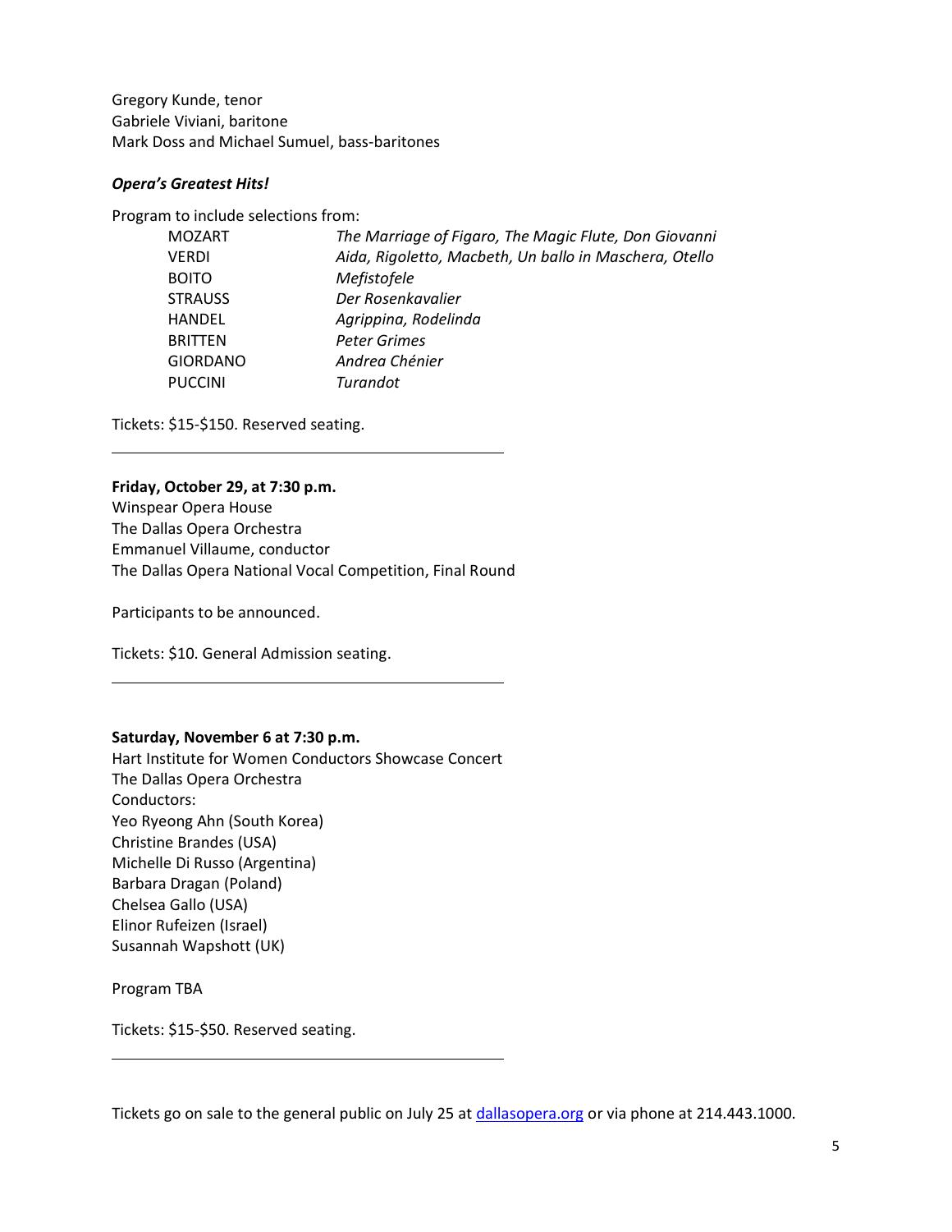Gregory Kunde, tenor
Gabriele Viviani, baritone
Mark Doss and Michael Sumuel, bass-baritones

***Opera's Greatest Hits!***

Program to include selections from:

| | |
|---|---|
| MOZART | *The Marriage of Figaro, The Magic Flute, Don Giovanni* |
| VERDI | *Aida, Rigoletto, Macbeth, Un ballo in Maschera, Otello* |
| BOITO | *Mefistofele* |
| STRAUSS | *Der Rosenkavalier* |
| HANDEL | *Agrippina, Rodelinda* |
| BRITTEN | *Peter Grimes* |
| GIORDANO | *Andrea Chénier* |
| PUCCINI | *Turandot* |

Tickets: $15-$150. Reserved seating.

---

**Friday, October 29, at 7:30 p.m.**
Winspear Opera House
The Dallas Opera Orchestra
Emmanuel Villaume, conductor
The Dallas Opera National Vocal Competition, Final Round

Participants to be announced.

Tickets: $10. General Admission seating.

---

**Saturday, November 6 at 7:30 p.m.**
Hart Institute for Women Conductors Showcase Concert
The Dallas Opera Orchestra
Conductors:
Yeo Ryeong Ahn (South Korea)
Christine Brandes (USA)
Michelle Di Russo (Argentina)
Barbara Dragan (Poland)
Chelsea Gallo (USA)
Elinor Rufeizen (Israel)
Susannah Wapshott (UK)

Program TBA

Tickets: $15-$50. Reserved seating.

---

Tickets go on sale to the general public on July 25 at [dallasopera.org](http://dallasopera.org) or via phone at 214.443.1000.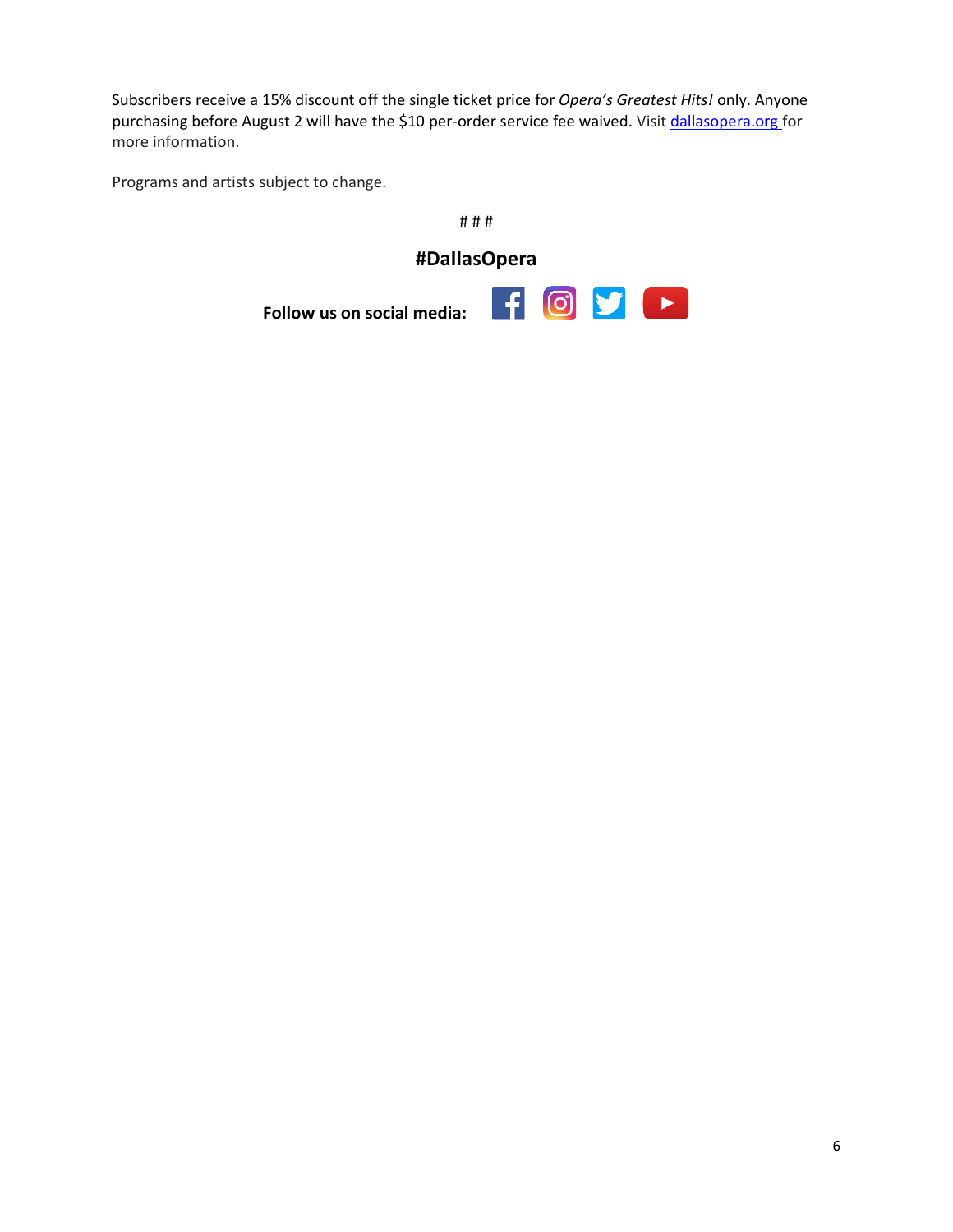Subscribers receive a 15% discount off the single ticket price for *Opera's Greatest Hits!* only. Anyone purchasing before August 2 will have the $10 per-order service fee waived. Visit [dallasopera.org](dallasopera.org) for more information.

Programs and artists subject to change.

# # #

**#DallasOpera**

**Follow us on social media:**